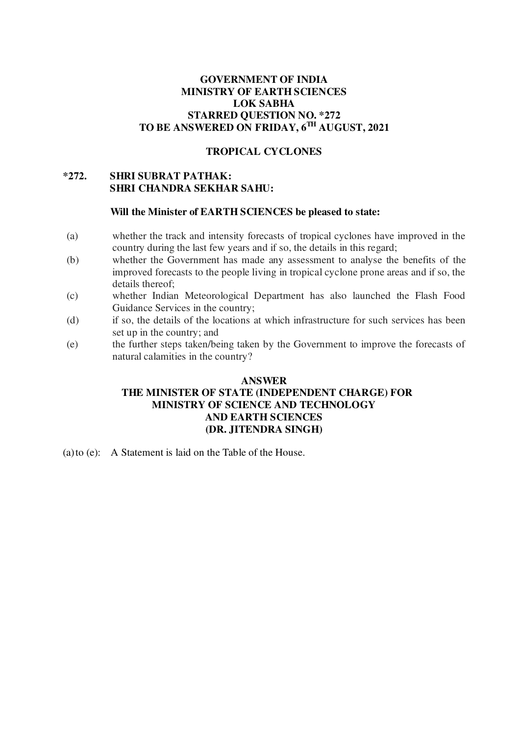**GOVERNMENT OF INDIA**
**MINISTRY OF EARTH SCIENCES**
**LOK SABHA**
**STARRED QUESTION NO. *272**
**TO BE ANSWERED ON FRIDAY, 6TH AUGUST, 2021**

**TROPICAL CYCLONES**

**\*272. SHRI SUBRAT PATHAK:**
**SHRI CHANDRA SEKHAR SAHU:**

**Will the Minister of EARTH SCIENCES be pleased to state:**

(a) whether the track and intensity forecasts of tropical cyclones have improved in the country during the last few years and if so, the details in this regard;

(b) whether the Government has made any assessment to analyse the benefits of the improved forecasts to the people living in tropical cyclone prone areas and if so, the details thereof;

(c) whether Indian Meteorological Department has also launched the Flash Food Guidance Services in the country;

(d) if so, the details of the locations at which infrastructure for such services has been set up in the country; and

(e) the further steps taken/being taken by the Government to improve the forecasts of natural calamities in the country?

**ANSWER**
**THE MINISTER OF STATE (INDEPENDENT CHARGE) FOR MINISTRY OF SCIENCE AND TECHNOLOGY AND EARTH SCIENCES**
**(DR. JITENDRA SINGH)**

(a) to (e): A Statement is laid on the Table of the House.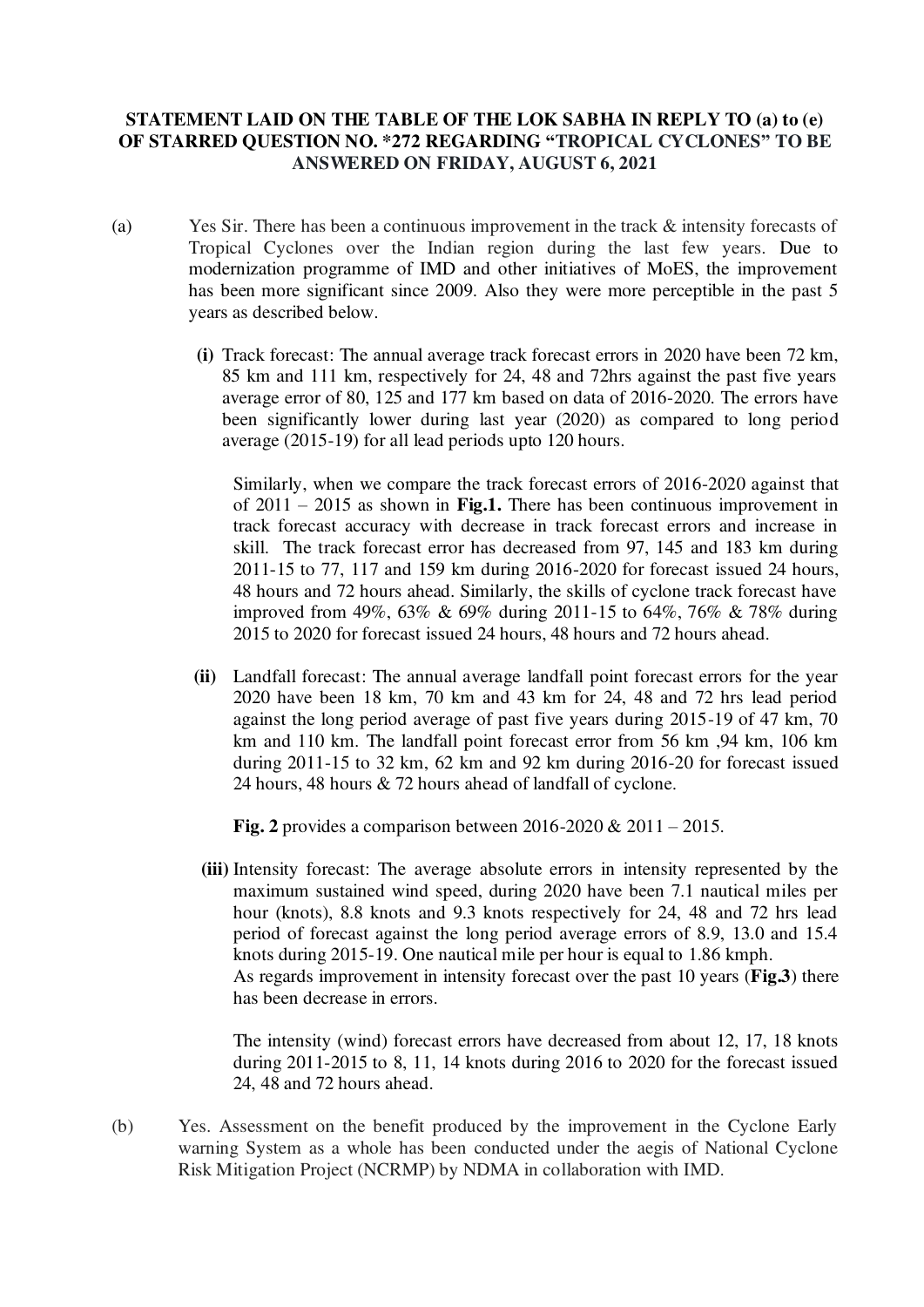**STATEMENT LAID ON THE TABLE OF THE LOK SABHA IN REPLY TO (a) to (e) OF STARRED QUESTION NO. *272 REGARDING "TROPICAL CYCLONES" TO BE ANSWERED ON FRIDAY, AUGUST 6, 2021**

(a) Yes Sir. There has been a continuous improvement in the track & intensity forecasts of Tropical Cyclones over the Indian region during the last few years. Due to modernization programme of IMD and other initiatives of MoES, the improvement has been more significant since 2009. Also they were more perceptible in the past 5 years as described below.

**(i)** Track forecast: The annual average track forecast errors in 2020 have been 72 km, 85 km and 111 km, respectively for 24, 48 and 72hrs against the past five years average error of 80, 125 and 177 km based on data of 2016-2020. The errors have been significantly lower during last year (2020) as compared to long period average (2015-19) for all lead periods upto 120 hours.

Similarly, when we compare the track forecast errors of 2016-2020 against that of 2011 – 2015 as shown in **Fig.1.** There has been continuous improvement in track forecast accuracy with decrease in track forecast errors and increase in skill. The track forecast error has decreased from 97, 145 and 183 km during 2011-15 to 77, 117 and 159 km during 2016-2020 for forecast issued 24 hours, 48 hours and 72 hours ahead. Similarly, the skills of cyclone track forecast have improved from 49%, 63% & 69% during 2011-15 to 64%, 76% & 78% during 2015 to 2020 for forecast issued 24 hours, 48 hours and 72 hours ahead.

**(ii)** Landfall forecast: The annual average landfall point forecast errors for the year 2020 have been 18 km, 70 km and 43 km for 24, 48 and 72 hrs lead period against the long period average of past five years during 2015-19 of 47 km, 70 km and 110 km. The landfall point forecast error from 56 km ,94 km, 106 km during 2011-15 to 32 km, 62 km and 92 km during 2016-20 for forecast issued 24 hours, 48 hours & 72 hours ahead of landfall of cyclone.

**Fig. 2** provides a comparison between 2016-2020 & 2011 – 2015.

**(iii)** Intensity forecast: The average absolute errors in intensity represented by the maximum sustained wind speed, during 2020 have been 7.1 nautical miles per hour (knots), 8.8 knots and 9.3 knots respectively for 24, 48 and 72 hrs lead period of forecast against the long period average errors of 8.9, 13.0 and 15.4 knots during 2015-19. One nautical mile per hour is equal to 1.86 kmph.
As regards improvement in intensity forecast over the past 10 years (**Fig.3**) there has been decrease in errors.

The intensity (wind) forecast errors have decreased from about 12, 17, 18 knots during 2011-2015 to 8, 11, 14 knots during 2016 to 2020 for the forecast issued 24, 48 and 72 hours ahead.

(b) Yes. Assessment on the benefit produced by the improvement in the Cyclone Early warning System as a whole has been conducted under the aegis of National Cyclone Risk Mitigation Project (NCRMP) by NDMA in collaboration with IMD.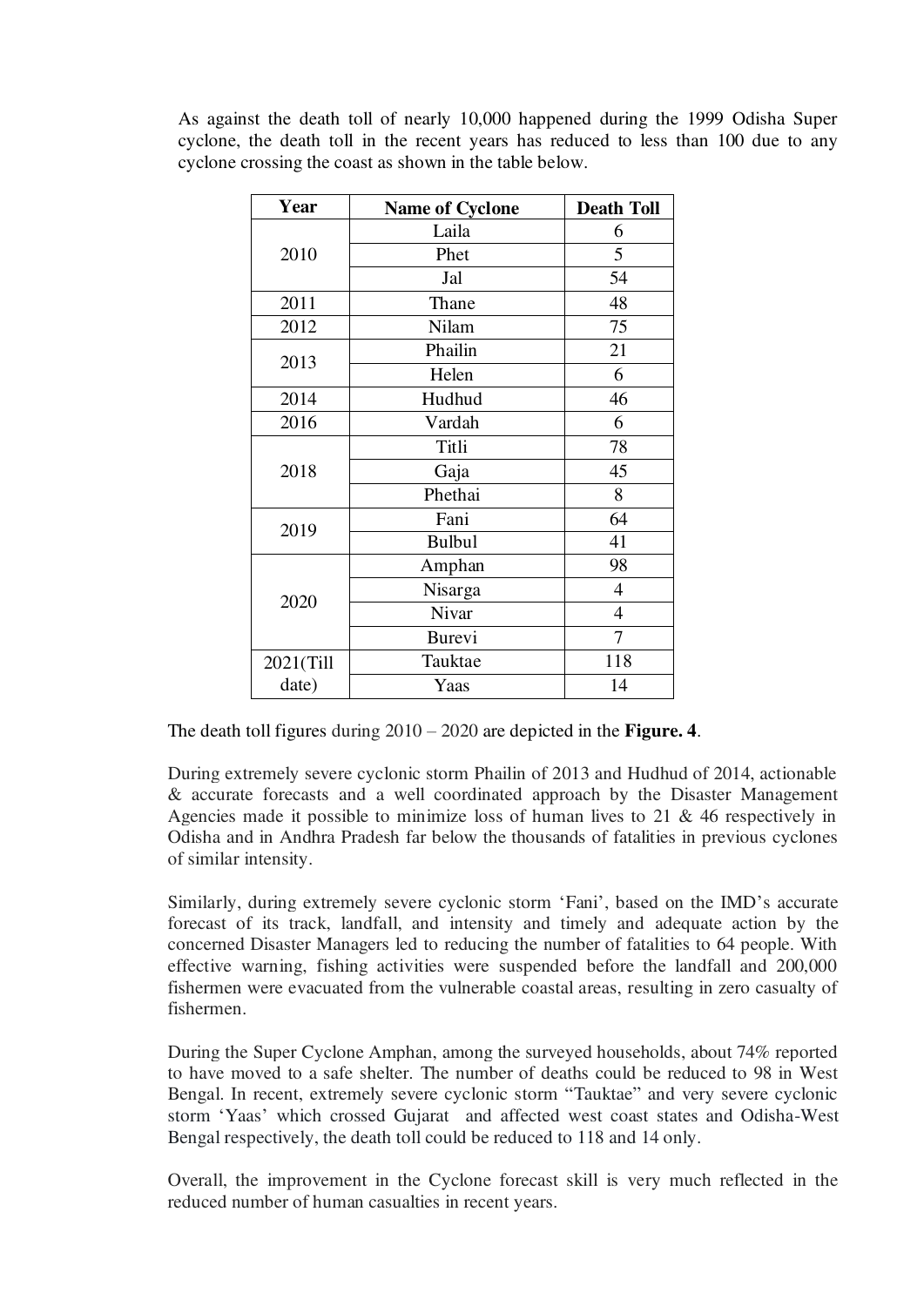As against the death toll of nearly 10,000 happened during the 1999 Odisha Super cyclone, the death toll in the recent years has reduced to less than 100 due to any cyclone crossing the coast as shown in the table below.

| Year | Name of Cyclone | Death Toll |
|---|---|---|
| 2010 | Laila | 6 |
| | Phet | 5 |
| | Jal | 54 |
| 2011 | Thane | 48 |
| 2012 | Nilam | 75 |
| 2013 | Phailin | 21 |
| | Helen | 6 |
| 2014 | Hudhud | 46 |
| 2016 | Vardah | 6 |
| 2018 | Titli | 78 |
| | Gaja | 45 |
| | Phethai | 8 |
| 2019 | Fani | 64 |
| | Bulbul | 41 |
| 2020 | Amphan | 98 |
| | Nisarga | 4 |
| | Nivar | 4 |
| | Burevi | 7 |
| 2021(Till date) | Tauktae | 118 |
| | Yaas | 14 |

The death toll figures during 2010 – 2020 are depicted in the **Figure. 4**.

During extremely severe cyclonic storm Phailin of 2013 and Hudhud of 2014, actionable & accurate forecasts and a well coordinated approach by the Disaster Management Agencies made it possible to minimize loss of human lives to 21 & 46 respectively in Odisha and in Andhra Pradesh far below the thousands of fatalities in previous cyclones of similar intensity.

Similarly, during extremely severe cyclonic storm 'Fani', based on the IMD's accurate forecast of its track, landfall, and intensity and timely and adequate action by the concerned Disaster Managers led to reducing the number of fatalities to 64 people. With effective warning, fishing activities were suspended before the landfall and 200,000 fishermen were evacuated from the vulnerable coastal areas, resulting in zero casualty of fishermen.

During the Super Cyclone Amphan, among the surveyed households, about 74% reported to have moved to a safe shelter. The number of deaths could be reduced to 98 in West Bengal. In recent, extremely severe cyclonic storm "Tauktae" and very severe cyclonic storm 'Yaas' which crossed Gujarat and affected west coast states and Odisha-West Bengal respectively, the death toll could be reduced to 118 and 14 only.

Overall, the improvement in the Cyclone forecast skill is very much reflected in the reduced number of human casualties in recent years.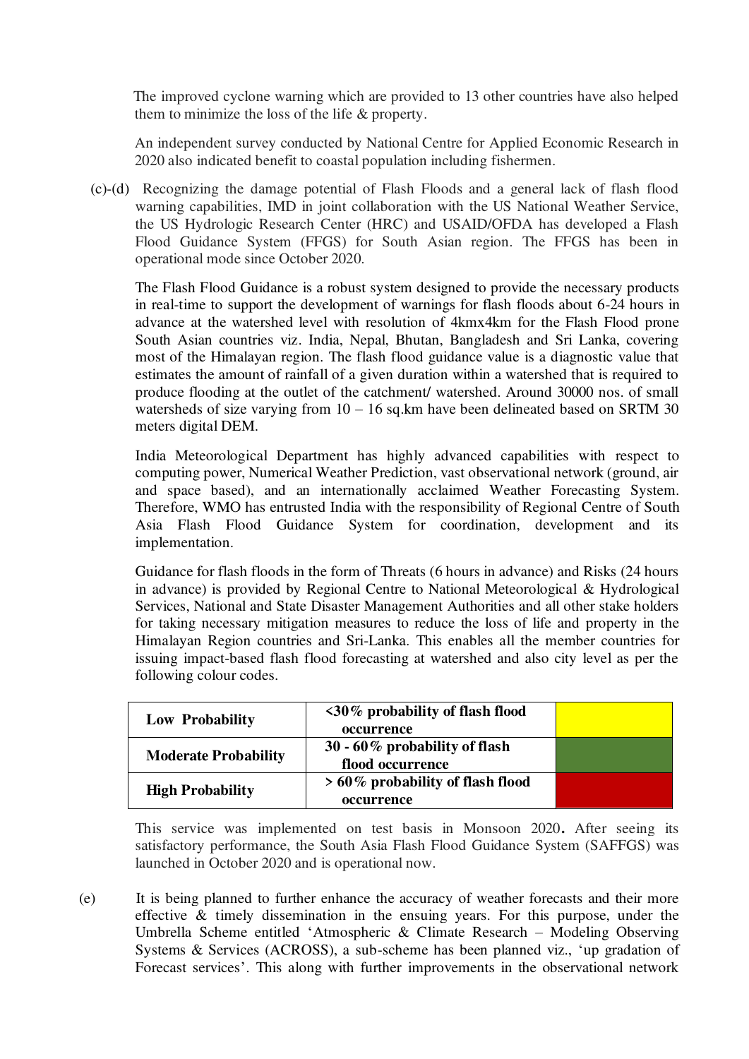The improved cyclone warning which are provided to 13 other countries have also helped them to minimize the loss of the life & property.

An independent survey conducted by National Centre for Applied Economic Research in 2020 also indicated benefit to coastal population including fishermen.

(c)-(d) Recognizing the damage potential of Flash Floods and a general lack of flash flood warning capabilities, IMD in joint collaboration with the US National Weather Service, the US Hydrologic Research Center (HRC) and USAID/OFDA has developed a Flash Flood Guidance System (FFGS) for South Asian region. The FFGS has been in operational mode since October 2020.

The Flash Flood Guidance is a robust system designed to provide the necessary products in real-time to support the development of warnings for flash floods about 6-24 hours in advance at the watershed level with resolution of 4kmx4km for the Flash Flood prone South Asian countries viz. India, Nepal, Bhutan, Bangladesh and Sri Lanka, covering most of the Himalayan region. The flash flood guidance value is a diagnostic value that estimates the amount of rainfall of a given duration within a watershed that is required to produce flooding at the outlet of the catchment/ watershed. Around 30000 nos. of small watersheds of size varying from 10 – 16 sq.km have been delineated based on SRTM 30 meters digital DEM.

India Meteorological Department has highly advanced capabilities with respect to computing power, Numerical Weather Prediction, vast observational network (ground, air and space based), and an internationally acclaimed Weather Forecasting System. Therefore, WMO has entrusted India with the responsibility of Regional Centre of South Asia Flash Flood Guidance System for coordination, development and its implementation.

Guidance for flash floods in the form of Threats (6 hours in advance) and Risks (24 hours in advance) is provided by Regional Centre to National Meteorological & Hydrological Services, National and State Disaster Management Authorities and all other stake holders for taking necessary mitigation measures to reduce the loss of life and property in the Himalayan Region countries and Sri-Lanka. This enables all the member countries for issuing impact-based flash flood forecasting at watershed and also city level as per the following colour codes.

| | | |
|---|---|---|
| **Low Probability** | **<30% probability of flash flood occurrence** | Yellow |
| **Moderate Probability** | **30 - 60% probability of flash flood occurrence** | Green |
| **High Probability** | **> 60% probability of flash flood occurrence** | Red |

This service was implemented on test basis in Monsoon 2020**.** After seeing its satisfactory performance, the South Asia Flash Flood Guidance System (SAFFGS) was launched in October 2020 and is operational now.

(e) It is being planned to further enhance the accuracy of weather forecasts and their more effective & timely dissemination in the ensuing years. For this purpose, under the Umbrella Scheme entitled 'Atmospheric & Climate Research – Modeling Observing Systems & Services (ACROSS), a sub-scheme has been planned viz., 'up gradation of Forecast services'. This along with further improvements in the observational network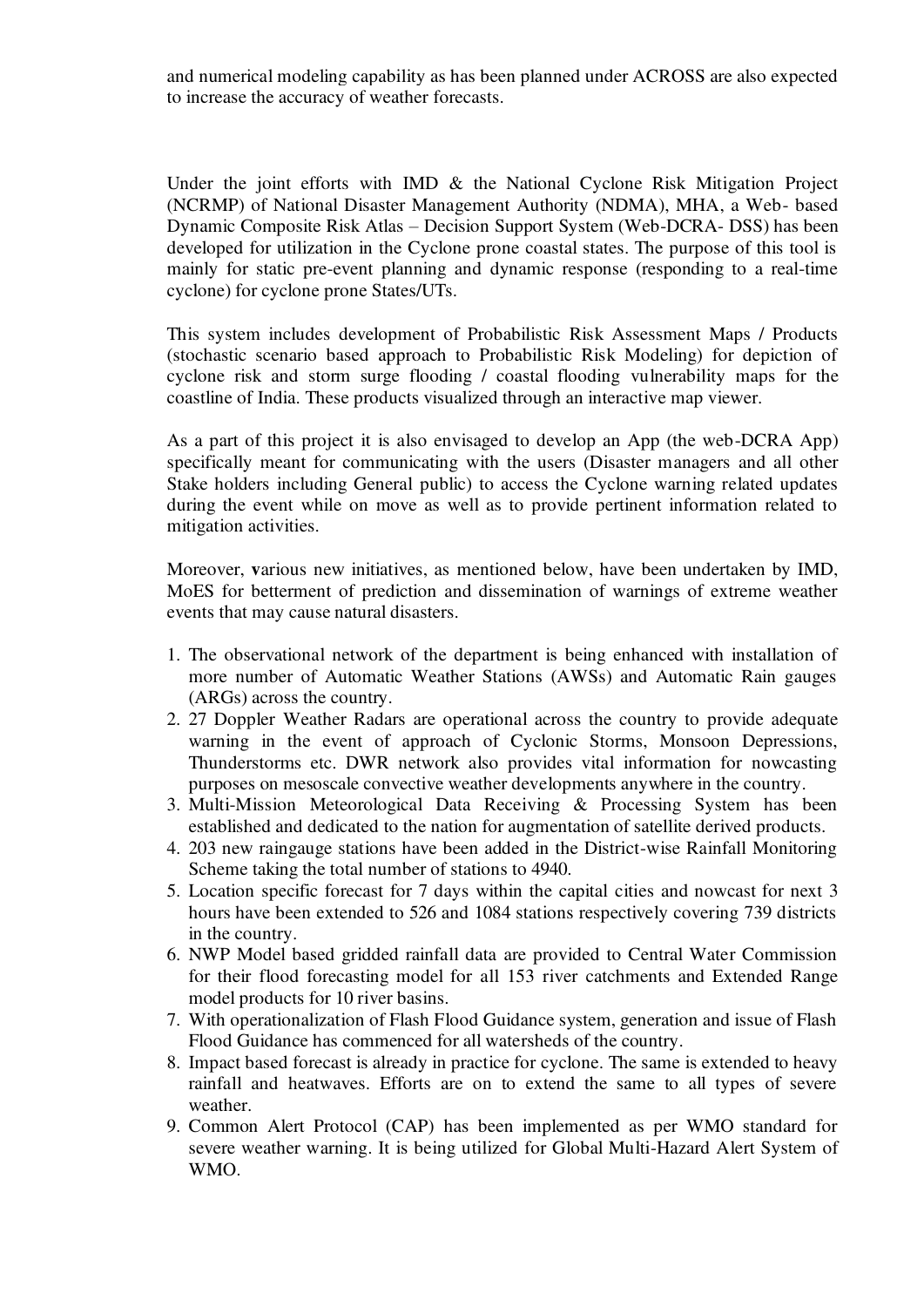and numerical modeling capability as has been planned under ACROSS are also expected to increase the accuracy of weather forecasts.

Under the joint efforts with IMD & the National Cyclone Risk Mitigation Project (NCRMP) of National Disaster Management Authority (NDMA), MHA, a Web- based Dynamic Composite Risk Atlas – Decision Support System (Web-DCRA- DSS) has been developed for utilization in the Cyclone prone coastal states. The purpose of this tool is mainly for static pre-event planning and dynamic response (responding to a real-time cyclone) for cyclone prone States/UTs.

This system includes development of Probabilistic Risk Assessment Maps / Products (stochastic scenario based approach to Probabilistic Risk Modeling) for depiction of cyclone risk and storm surge flooding / coastal flooding vulnerability maps for the coastline of India. These products visualized through an interactive map viewer.

As a part of this project it is also envisaged to develop an App (the web-DCRA App) specifically meant for communicating with the users (Disaster managers and all other Stake holders including General public) to access the Cyclone warning related updates during the event while on move as well as to provide pertinent information related to mitigation activities.

Moreover, various new initiatives, as mentioned below, have been undertaken by IMD, MoES for betterment of prediction and dissemination of warnings of extreme weather events that may cause natural disasters.

1. The observational network of the department is being enhanced with installation of more number of Automatic Weather Stations (AWSs) and Automatic Rain gauges (ARGs) across the country.
2. 27 Doppler Weather Radars are operational across the country to provide adequate warning in the event of approach of Cyclonic Storms, Monsoon Depressions, Thunderstorms etc. DWR network also provides vital information for nowcasting purposes on mesoscale convective weather developments anywhere in the country.
3. Multi-Mission Meteorological Data Receiving & Processing System has been established and dedicated to the nation for augmentation of satellite derived products.
4. 203 new raingauge stations have been added in the District-wise Rainfall Monitoring Scheme taking the total number of stations to 4940.
5. Location specific forecast for 7 days within the capital cities and nowcast for next 3 hours have been extended to 526 and 1084 stations respectively covering 739 districts in the country.
6. NWP Model based gridded rainfall data are provided to Central Water Commission for their flood forecasting model for all 153 river catchments and Extended Range model products for 10 river basins.
7. With operationalization of Flash Flood Guidance system, generation and issue of Flash Flood Guidance has commenced for all watersheds of the country.
8. Impact based forecast is already in practice for cyclone. The same is extended to heavy rainfall and heatwaves. Efforts are on to extend the same to all types of severe weather.
9. Common Alert Protocol (CAP) has been implemented as per WMO standard for severe weather warning. It is being utilized for Global Multi-Hazard Alert System of WMO.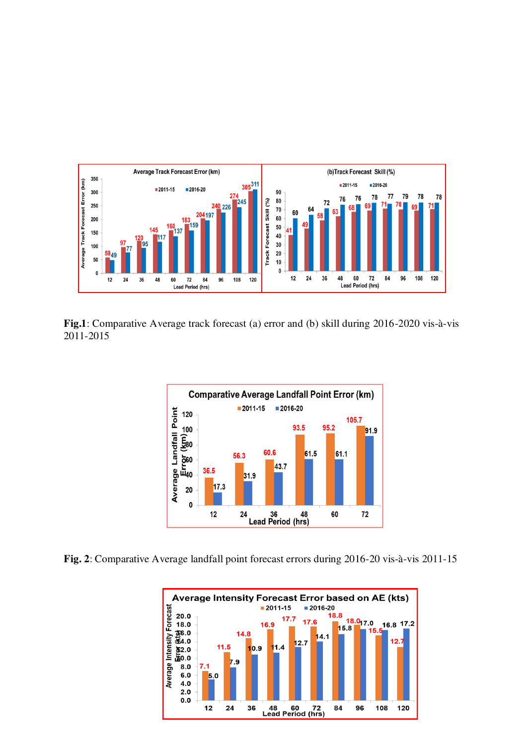Fig.1: Comparative Average track forecast (a) error and (b) skill during 2016-2020 vis-à-vis 2011-2015

Fig. 2: Comparative Average landfall point forecast errors during 2016-20 vis-à-vis 2011-15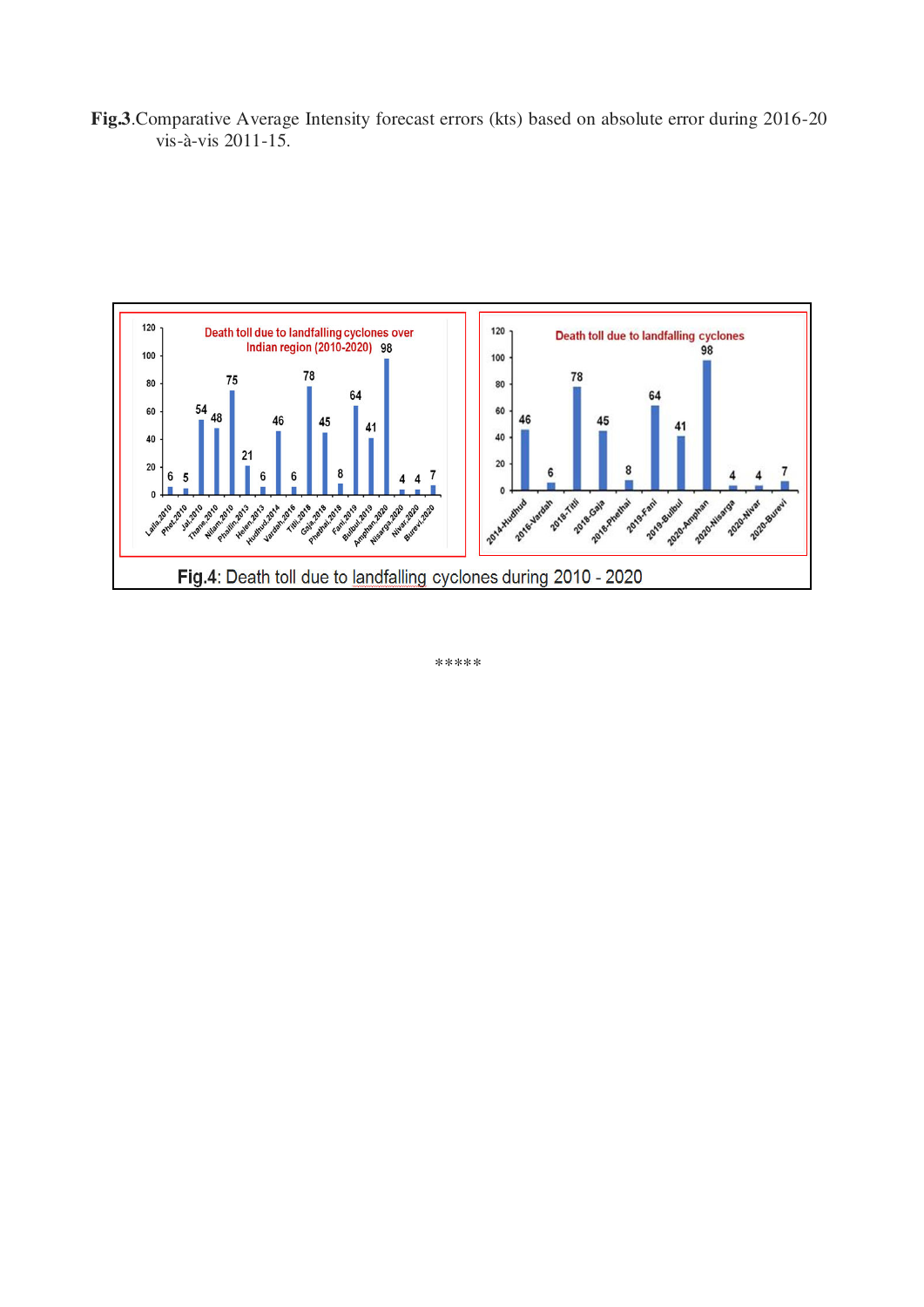**Fig.3**.Comparative Average Intensity forecast errors (kts) based on absolute error during 2016-20 vis-à-vis 2011-15.

Death toll due to landfalling cyclones over Indian region (2010-2020)

120
100
80
60
40
20
0

6 5 54 48 75 21 6 46 6 78 45 8 64 41 98 4 4 7

Laila,2010 Phet,2010 Jal,2010 Thane,2010 Nilam,2010 Phailin,2013 Helen,2013 Hudhud,2014 Vardah,2016 Titli,2018 Gaja,2018 Phethai,2018 Fani,2019 Bulbul,2019 Amphan,2020 Nisarga,2020 Nivar,2020 Burevi,2020

Death toll due to landfalling cyclones

120
100
80
60
40
20
0

46 6 78 45 8 64 41 98 4 4 7

2014-Hudhud 2016-Vardah 2018-Titli 2018-Gaja 2018-Phethai 2019-Fani 2019-Bulbul 2020-Amphan 2020-Nisarga 2020-Nivar 2020-Burevi

**Fig.4**: Death toll due to landfalling cyclones during 2010 - 2020

*****